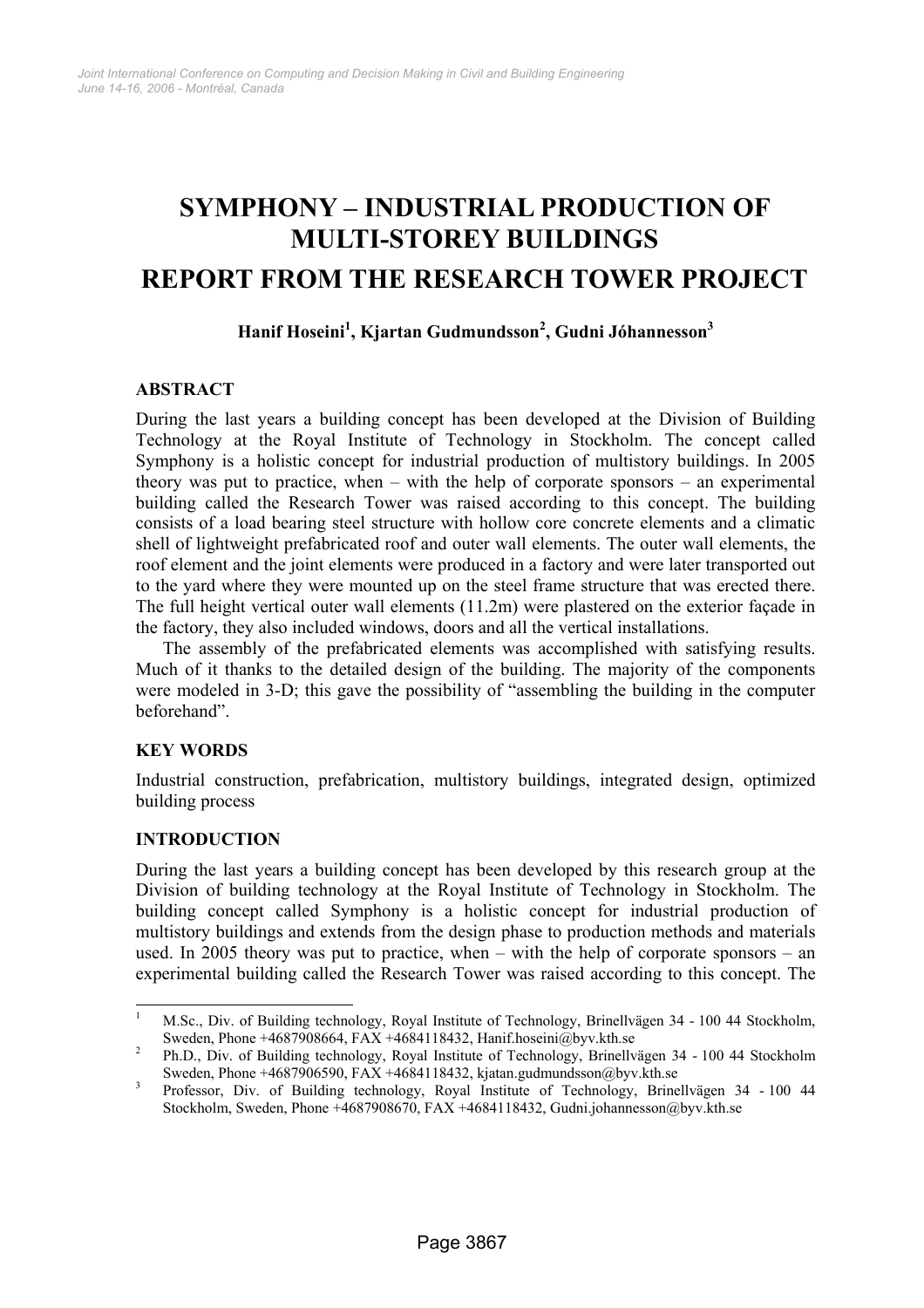# SYMPHONY – INDUSTRIAL PRODUCTION OF MULTI-STOREY BUILDINGS

# REPORT FROM THE RESEARCH TOWER PROJECT

**Hanif Hoseini[1], Kjartan Gudmundsson[2], Gudni Jóhannesson[3]**

## ABSTRACT

During the last years a building concept has been developed at the Division of Building Technology at the Royal Institute of Technology in Stockholm. The concept called Symphony is a holistic concept for industrial production of multistory buildings. In 2005 theory was put to practice, when – with the help of corporate sponsors – an experimental building called the Research Tower was raised according to this concept. The building consists of a load bearing steel structure with hollow core concrete elements and a climatic shell of lightweight prefabricated roof and outer wall elements. The outer wall elements, the roof element and the joint elements were produced in a factory and were later transported out to the yard where they were mounted up on the steel frame structure that was erected there. The full height vertical outer wall elements (11.2m) were plastered on the exterior façade in the factory, they also included windows, doors and all the vertical installations.

The assembly of the prefabricated elements was accomplished with satisfying results. Much of it thanks to the detailed design of the building. The majority of the components were modeled in 3-D; this gave the possibility of "assembling the building in the computer beforehand".

## KEY WORDS

Industrial construction, prefabrication, multistory buildings, integrated design, optimized building process

## INTRODUCTION

During the last years a building concept has been developed by this research group at the Division of building technology at the Royal Institute of Technology in Stockholm. The building concept called Symphony is a holistic concept for industrial production of multistory buildings and extends from the design phase to production methods and materials used. In 2005 theory was put to practice, when – with the help of corporate sponsors – an experimental building called the Research Tower was raised according to this concept. The

---

[1] M.Sc., Div. of Building technology, Royal Institute of Technology, Brinellvägen 34 - 100 44 Stockholm, Sweden, Phone +4687908664, FAX +4684118432, Hanif.hoseini@byv.kth.se

[2] Ph.D., Div. of Building technology, Royal Institute of Technology, Brinellvägen 34 - 100 44 Stockholm Sweden, Phone +4687906590, FAX +4684118432, kjatan.gudmundsson@byv.kth.se

[3] Professor, Div. of Building technology, Royal Institute of Technology, Brinellvägen 34 - 100 44 Stockholm, Sweden, Phone +4687908670, FAX +4684118432, Gudni.johannesson@byv.kth.se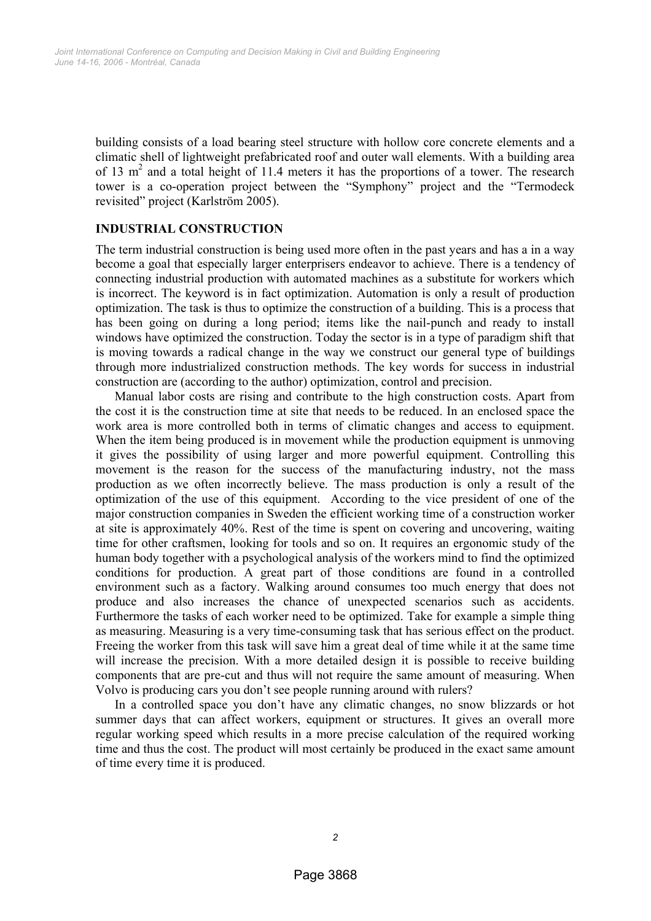building consists of a load bearing steel structure with hollow core concrete elements and a climatic shell of lightweight prefabricated roof and outer wall elements. With a building area of 13 $m^2$ and a total height of 11.4 meters it has the proportions of a tower. The research tower is a co-operation project between the "Symphony" project and the "Termodeck revisited" project (Karlström 2005).

## INDUSTRIAL CONSTRUCTION

The term industrial construction is being used more often in the past years and has a in a way become a goal that especially larger enterprisers endeavor to achieve. There is a tendency of connecting industrial production with automated machines as a substitute for workers which is incorrect. The keyword is in fact optimization. Automation is only a result of production optimization. The task is thus to optimize the construction of a building. This is a process that has been going on during a long period; items like the nail-punch and ready to install windows have optimized the construction. Today the sector is in a type of paradigm shift that is moving towards a radical change in the way we construct our general type of buildings through more industrialized construction methods. The key words for success in industrial construction are (according to the author) optimization, control and precision.

Manual labor costs are rising and contribute to the high construction costs. Apart from the cost it is the construction time at site that needs to be reduced. In an enclosed space the work area is more controlled both in terms of climatic changes and access to equipment. When the item being produced is in movement while the production equipment is unmoving it gives the possibility of using larger and more powerful equipment. Controlling this movement is the reason for the success of the manufacturing industry, not the mass production as we often incorrectly believe. The mass production is only a result of the optimization of the use of this equipment. According to the vice president of one of the major construction companies in Sweden the efficient working time of a construction worker at site is approximately 40%. Rest of the time is spent on covering and uncovering, waiting time for other craftsmen, looking for tools and so on. It requires an ergonomic study of the human body together with a psychological analysis of the workers mind to find the optimized conditions for production. A great part of those conditions are found in a controlled environment such as a factory. Walking around consumes too much energy that does not produce and also increases the chance of unexpected scenarios such as accidents. Furthermore the tasks of each worker need to be optimized. Take for example a simple thing as measuring. Measuring is a very time-consuming task that has serious effect on the product. Freeing the worker from this task will save him a great deal of time while it at the same time will increase the precision. With a more detailed design it is possible to receive building components that are pre-cut and thus will not require the same amount of measuring. When Volvo is producing cars you don't see people running around with rulers?

In a controlled space you don't have any climatic changes, no snow blizzards or hot summer days that can affect workers, equipment or structures. It gives an overall more regular working speed which results in a more precise calculation of the required working time and thus the cost. The product will most certainly be produced in the exact same amount of time every time it is produced.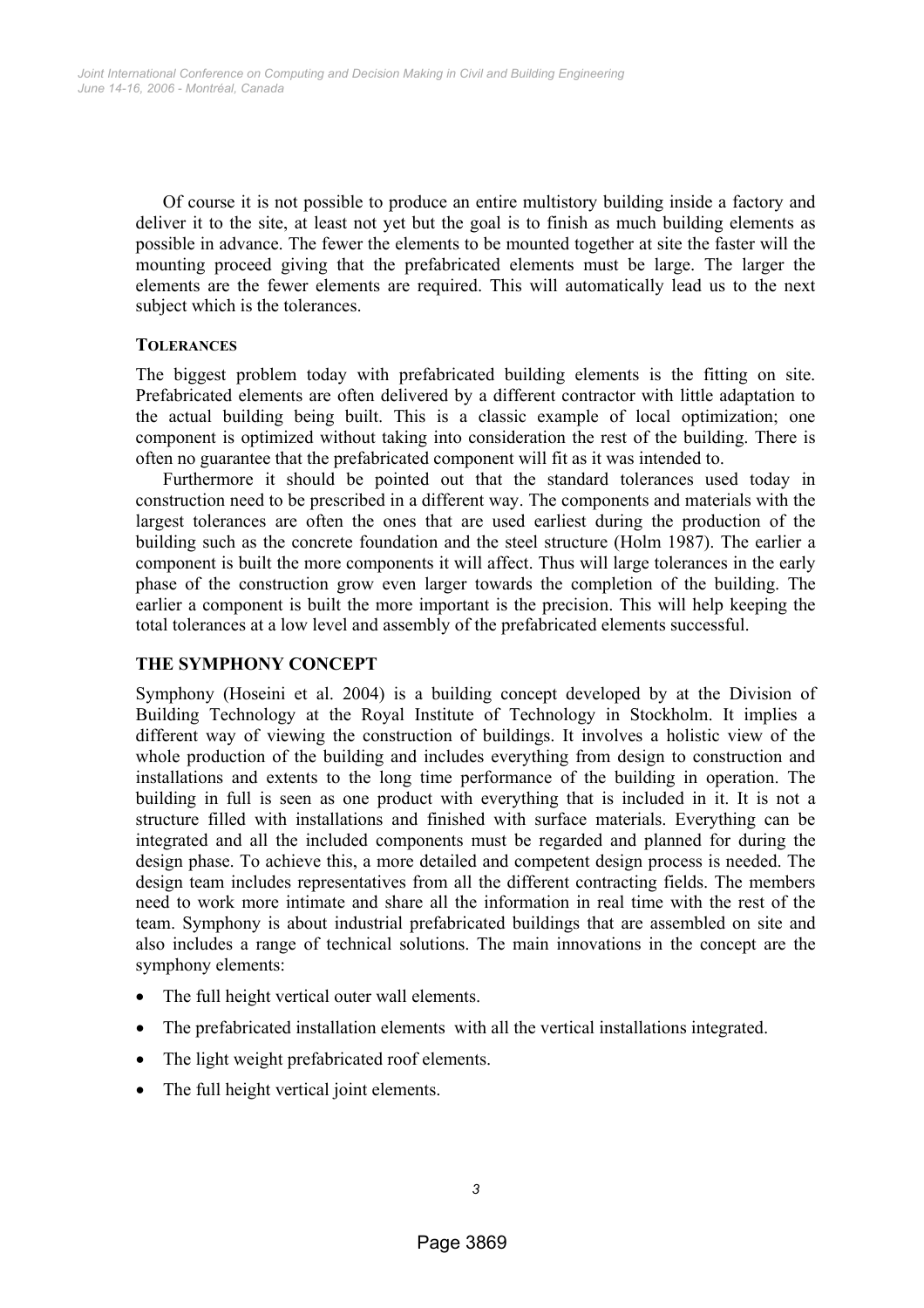Of course it is not possible to produce an entire multistory building inside a factory and deliver it to the site, at least not yet but the goal is to finish as much building elements as possible in advance. The fewer the elements to be mounted together at site the faster will the mounting proceed giving that the prefabricated elements must be large. The larger the elements are the fewer elements are required. This will automatically lead us to the next subject which is the tolerances.

### TOLERANCES

The biggest problem today with prefabricated building elements is the fitting on site. Prefabricated elements are often delivered by a different contractor with little adaptation to the actual building being built. This is a classic example of local optimization; one component is optimized without taking into consideration the rest of the building. There is often no guarantee that the prefabricated component will fit as it was intended to.

Furthermore it should be pointed out that the standard tolerances used today in construction need to be prescribed in a different way. The components and materials with the largest tolerances are often the ones that are used earliest during the production of the building such as the concrete foundation and the steel structure (Holm 1987). The earlier a component is built the more components it will affect. Thus will large tolerances in the early phase of the construction grow even larger towards the completion of the building. The earlier a component is built the more important is the precision. This will help keeping the total tolerances at a low level and assembly of the prefabricated elements successful.

## THE SYMPHONY CONCEPT

Symphony (Hoseini et al. 2004) is a building concept developed by at the Division of Building Technology at the Royal Institute of Technology in Stockholm. It implies a different way of viewing the construction of buildings. It involves a holistic view of the whole production of the building and includes everything from design to construction and installations and extents to the long time performance of the building in operation. The building in full is seen as one product with everything that is included in it. It is not a structure filled with installations and finished with surface materials. Everything can be integrated and all the included components must be regarded and planned for during the design phase. To achieve this, a more detailed and competent design process is needed. The design team includes representatives from all the different contracting fields. The members need to work more intimate and share all the information in real time with the rest of the team. Symphony is about industrial prefabricated buildings that are assembled on site and also includes a range of technical solutions. The main innovations in the concept are the symphony elements:

- The full height vertical outer wall elements.
- The prefabricated installation elements with all the vertical installations integrated.
- The light weight prefabricated roof elements.
- The full height vertical joint elements.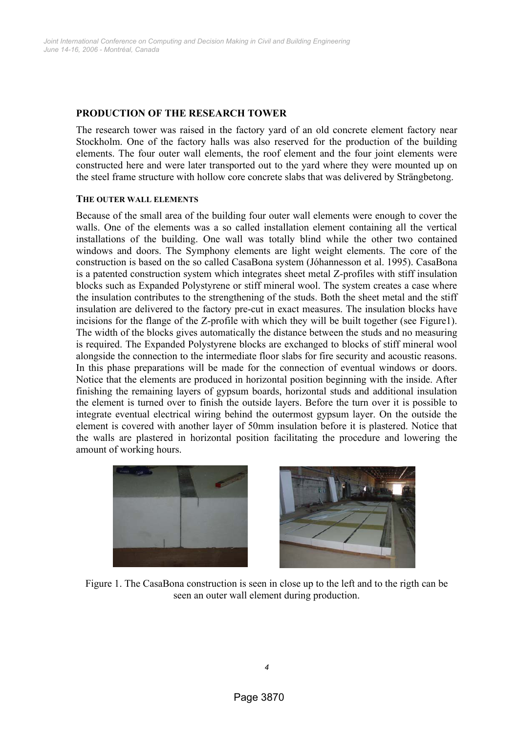## PRODUCTION OF THE RESEARCH TOWER

The research tower was raised in the factory yard of an old concrete element factory near Stockholm. One of the factory halls was also reserved for the production of the building elements. The four outer wall elements, the roof element and the four joint elements were constructed here and were later transported out to the yard where they were mounted up on the steel frame structure with hollow core concrete slabs that was delivered by Strängbetong.

### THE OUTER WALL ELEMENTS

Because of the small area of the building four outer wall elements were enough to cover the walls. One of the elements was a so called installation element containing all the vertical installations of the building. One wall was totally blind while the other two contained windows and doors. The Symphony elements are light weight elements. The core of the construction is based on the so called CasaBona system (Jóhannesson et al. 1995). CasaBona is a patented construction system which integrates sheet metal Z-profiles with stiff insulation blocks such as Expanded Polystyrene or stiff mineral wool. The system creates a case where the insulation contributes to the strengthening of the studs. Both the sheet metal and the stiff insulation are delivered to the factory pre-cut in exact measures. The insulation blocks have incisions for the flange of the Z-profile with which they will be built together (see Figure1). The width of the blocks gives automatically the distance between the studs and no measuring is required. The Expanded Polystyrene blocks are exchanged to blocks of stiff mineral wool alongside the connection to the intermediate floor slabs for fire security and acoustic reasons. In this phase preparations will be made for the connection of eventual windows or doors. Notice that the elements are produced in horizontal position beginning with the inside. After finishing the remaining layers of gypsum boards, horizontal studs and additional insulation the element is turned over to finish the outside layers. Before the turn over it is possible to integrate eventual electrical wiring behind the outermost gypsum layer. On the outside the element is covered with another layer of 50mm insulation before it is plastered. Notice that the walls are plastered in horizontal position facilitating the procedure and lowering the amount of working hours.

Figure 1. The CasaBona construction is seen in close up to the left and to the rigth can be seen an outer wall element during production.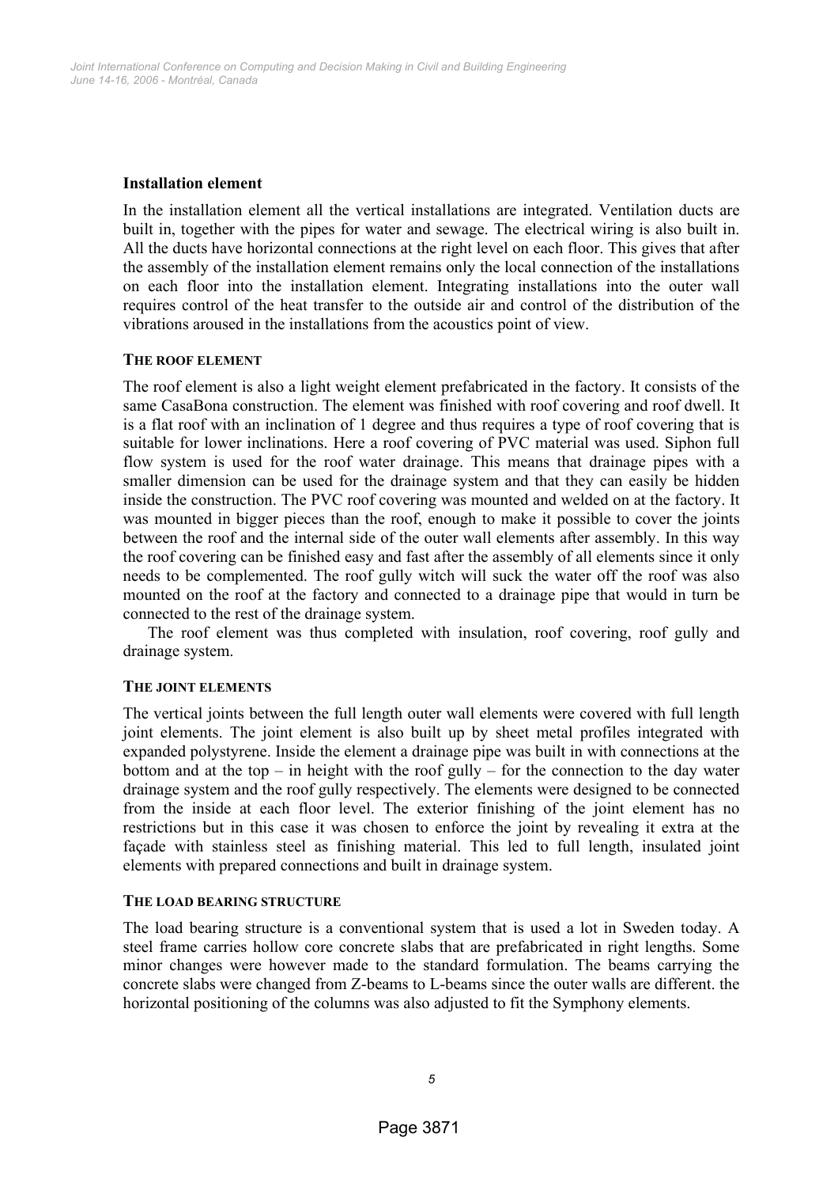**Installation element**

In the installation element all the vertical installations are integrated. Ventilation ducts are built in, together with the pipes for water and sewage. The electrical wiring is also built in. All the ducts have horizontal connections at the right level on each floor. This gives that after the assembly of the installation element remains only the local connection of the installations on each floor into the installation element. Integrating installations into the outer wall requires control of the heat transfer to the outside air and control of the distribution of the vibrations aroused in the installations from the acoustics point of view.

### THE ROOF ELEMENT

The roof element is also a light weight element prefabricated in the factory. It consists of the same CasaBona construction. The element was finished with roof covering and roof dwell. It is a flat roof with an inclination of 1 degree and thus requires a type of roof covering that is suitable for lower inclinations. Here a roof covering of PVC material was used. Siphon full flow system is used for the roof water drainage. This means that drainage pipes with a smaller dimension can be used for the drainage system and that they can easily be hidden inside the construction. The PVC roof covering was mounted and welded on at the factory. It was mounted in bigger pieces than the roof, enough to make it possible to cover the joints between the roof and the internal side of the outer wall elements after assembly. In this way the roof covering can be finished easy and fast after the assembly of all elements since it only needs to be complemented. The roof gully witch will suck the water off the roof was also mounted on the roof at the factory and connected to a drainage pipe that would in turn be connected to the rest of the drainage system.

The roof element was thus completed with insulation, roof covering, roof gully and drainage system.

### THE JOINT ELEMENTS

The vertical joints between the full length outer wall elements were covered with full length joint elements. The joint element is also built up by sheet metal profiles integrated with expanded polystyrene. Inside the element a drainage pipe was built in with connections at the bottom and at the top – in height with the roof gully – for the connection to the day water drainage system and the roof gully respectively. The elements were designed to be connected from the inside at each floor level. The exterior finishing of the joint element has no restrictions but in this case it was chosen to enforce the joint by revealing it extra at the façade with stainless steel as finishing material. This led to full length, insulated joint elements with prepared connections and built in drainage system.

### THE LOAD BEARING STRUCTURE

The load bearing structure is a conventional system that is used a lot in Sweden today. A steel frame carries hollow core concrete slabs that are prefabricated in right lengths. Some minor changes were however made to the standard formulation. The beams carrying the concrete slabs were changed from Z-beams to L-beams since the outer walls are different. the horizontal positioning of the columns was also adjusted to fit the Symphony elements.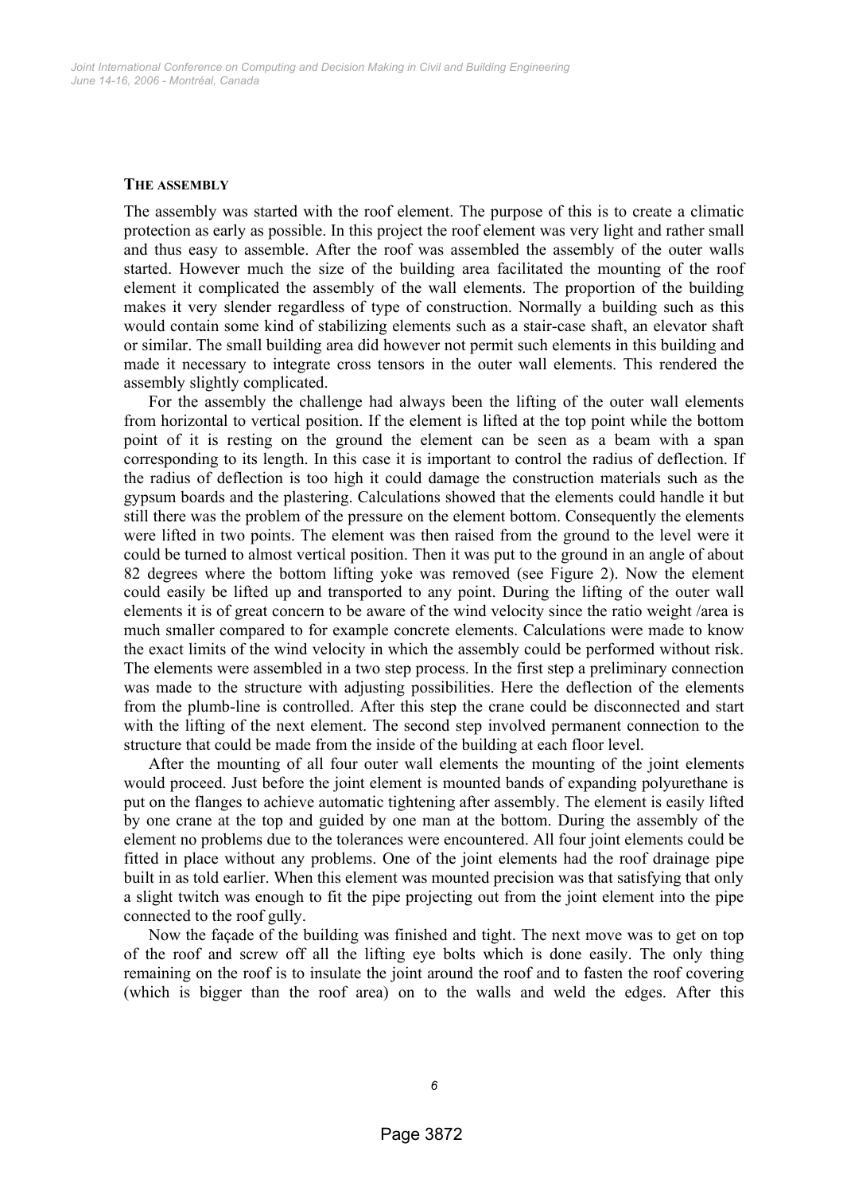## THE ASSEMBLY

The assembly was started with the roof element. The purpose of this is to create a climatic protection as early as possible. In this project the roof element was very light and rather small and thus easy to assemble. After the roof was assembled the assembly of the outer walls started. However much the size of the building area facilitated the mounting of the roof element it complicated the assembly of the wall elements. The proportion of the building makes it very slender regardless of type of construction. Normally a building such as this would contain some kind of stabilizing elements such as a stair-case shaft, an elevator shaft or similar. The small building area did however not permit such elements in this building and made it necessary to integrate cross tensors in the outer wall elements. This rendered the assembly slightly complicated.

For the assembly the challenge had always been the lifting of the outer wall elements from horizontal to vertical position. If the element is lifted at the top point while the bottom point of it is resting on the ground the element can be seen as a beam with a span corresponding to its length. In this case it is important to control the radius of deflection. If the radius of deflection is too high it could damage the construction materials such as the gypsum boards and the plastering. Calculations showed that the elements could handle it but still there was the problem of the pressure on the element bottom. Consequently the elements were lifted in two points. The element was then raised from the ground to the level were it could be turned to almost vertical position. Then it was put to the ground in an angle of about 82 degrees where the bottom lifting yoke was removed (see Figure 2). Now the element could easily be lifted up and transported to any point. During the lifting of the outer wall elements it is of great concern to be aware of the wind velocity since the ratio weight /area is much smaller compared to for example concrete elements. Calculations were made to know the exact limits of the wind velocity in which the assembly could be performed without risk. The elements were assembled in a two step process. In the first step a preliminary connection was made to the structure with adjusting possibilities. Here the deflection of the elements from the plumb-line is controlled. After this step the crane could be disconnected and start with the lifting of the next element. The second step involved permanent connection to the structure that could be made from the inside of the building at each floor level.

After the mounting of all four outer wall elements the mounting of the joint elements would proceed. Just before the joint element is mounted bands of expanding polyurethane is put on the flanges to achieve automatic tightening after assembly. The element is easily lifted by one crane at the top and guided by one man at the bottom. During the assembly of the element no problems due to the tolerances were encountered. All four joint elements could be fitted in place without any problems. One of the joint elements had the roof drainage pipe built in as told earlier. When this element was mounted precision was that satisfying that only a slight twitch was enough to fit the pipe projecting out from the joint element into the pipe connected to the roof gully.

Now the façade of the building was finished and tight. The next move was to get on top of the roof and screw off all the lifting eye bolts which is done easily. The only thing remaining on the roof is to insulate the joint around the roof and to fasten the roof covering (which is bigger than the roof area) on to the walls and weld the edges. After this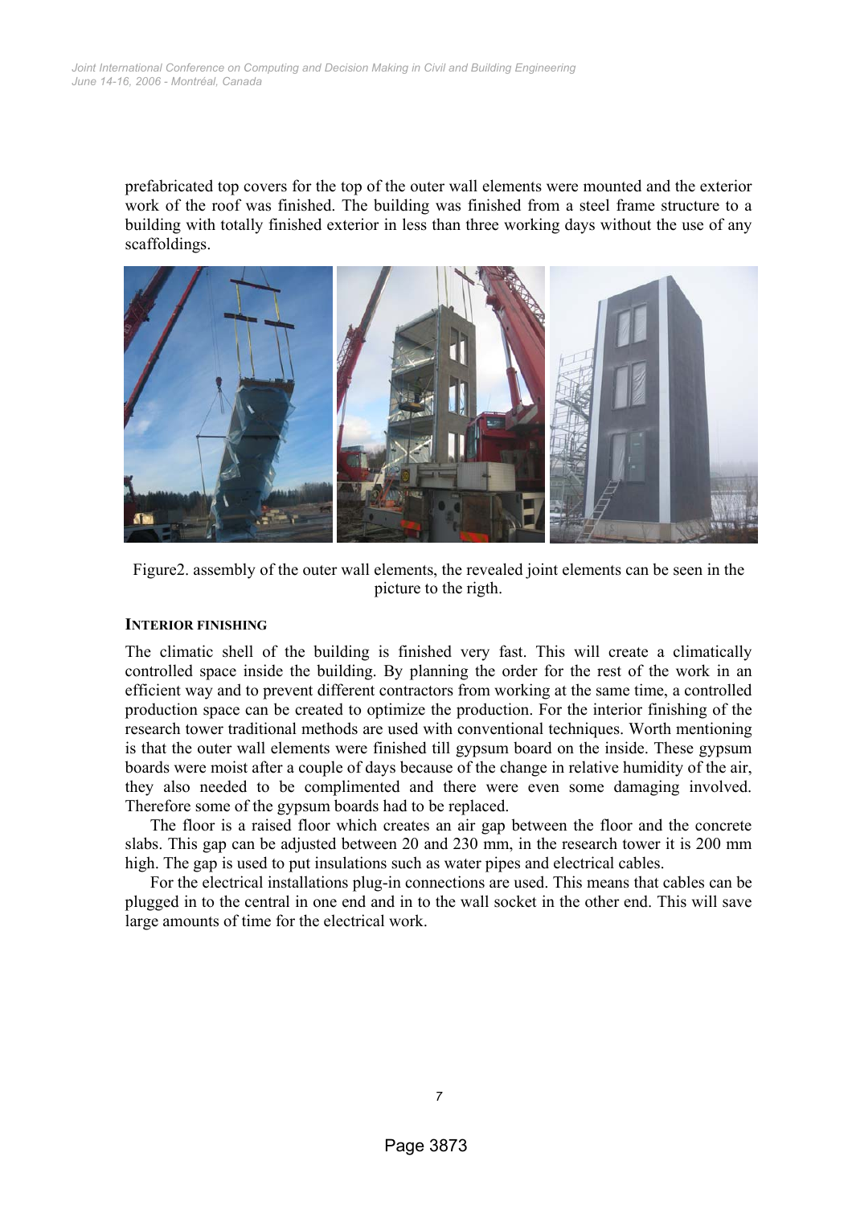prefabricated top covers for the top of the outer wall elements were mounted and the exterior work of the roof was finished. The building was finished from a steel frame structure to a building with totally finished exterior in less than three working days without the use of any scaffoldings.

Figure2. assembly of the outer wall elements, the revealed joint elements can be seen in the picture to the rigth.

### INTERIOR FINISHING

The climatic shell of the building is finished very fast. This will create a climatically controlled space inside the building. By planning the order for the rest of the work in an efficient way and to prevent different contractors from working at the same time, a controlled production space can be created to optimize the production. For the interior finishing of the research tower traditional methods are used with conventional techniques. Worth mentioning is that the outer wall elements were finished till gypsum board on the inside. These gypsum boards were moist after a couple of days because of the change in relative humidity of the air, they also needed to be complimented and there were even some damaging involved. Therefore some of the gypsum boards had to be replaced.

The floor is a raised floor which creates an air gap between the floor and the concrete slabs. This gap can be adjusted between 20 and 230 mm, in the research tower it is 200 mm high. The gap is used to put insulations such as water pipes and electrical cables.

For the electrical installations plug-in connections are used. This means that cables can be plugged in to the central in one end and in to the wall socket in the other end. This will save large amounts of time for the electrical work.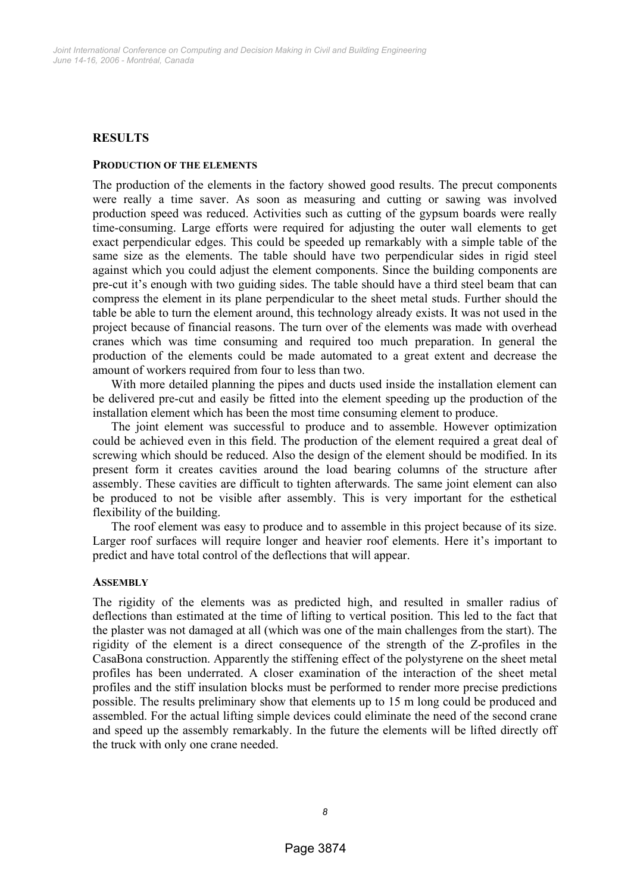## RESULTS

### PRODUCTION OF THE ELEMENTS

The production of the elements in the factory showed good results. The precut components were really a time saver. As soon as measuring and cutting or sawing was involved production speed was reduced. Activities such as cutting of the gypsum boards were really time-consuming. Large efforts were required for adjusting the outer wall elements to get exact perpendicular edges. This could be speeded up remarkably with a simple table of the same size as the elements. The table should have two perpendicular sides in rigid steel against which you could adjust the element components. Since the building components are pre-cut it's enough with two guiding sides. The table should have a third steel beam that can compress the element in its plane perpendicular to the sheet metal studs. Further should the table be able to turn the element around, this technology already exists. It was not used in the project because of financial reasons. The turn over of the elements was made with overhead cranes which was time consuming and required too much preparation. In general the production of the elements could be made automated to a great extent and decrease the amount of workers required from four to less than two.

With more detailed planning the pipes and ducts used inside the installation element can be delivered pre-cut and easily be fitted into the element speeding up the production of the installation element which has been the most time consuming element to produce.

The joint element was successful to produce and to assemble. However optimization could be achieved even in this field. The production of the element required a great deal of screwing which should be reduced. Also the design of the element should be modified. In its present form it creates cavities around the load bearing columns of the structure after assembly. These cavities are difficult to tighten afterwards. The same joint element can also be produced to not be visible after assembly. This is very important for the esthetical flexibility of the building.

The roof element was easy to produce and to assemble in this project because of its size. Larger roof surfaces will require longer and heavier roof elements. Here it's important to predict and have total control of the deflections that will appear.

### ASSEMBLY

The rigidity of the elements was as predicted high, and resulted in smaller radius of deflections than estimated at the time of lifting to vertical position. This led to the fact that the plaster was not damaged at all (which was one of the main challenges from the start). The rigidity of the element is a direct consequence of the strength of the Z-profiles in the CasaBona construction. Apparently the stiffening effect of the polystyrene on the sheet metal profiles has been underrated. A closer examination of the interaction of the sheet metal profiles and the stiff insulation blocks must be performed to render more precise predictions possible. The results preliminary show that elements up to 15 m long could be produced and assembled. For the actual lifting simple devices could eliminate the need of the second crane and speed up the assembly remarkably. In the future the elements will be lifted directly off the truck with only one crane needed.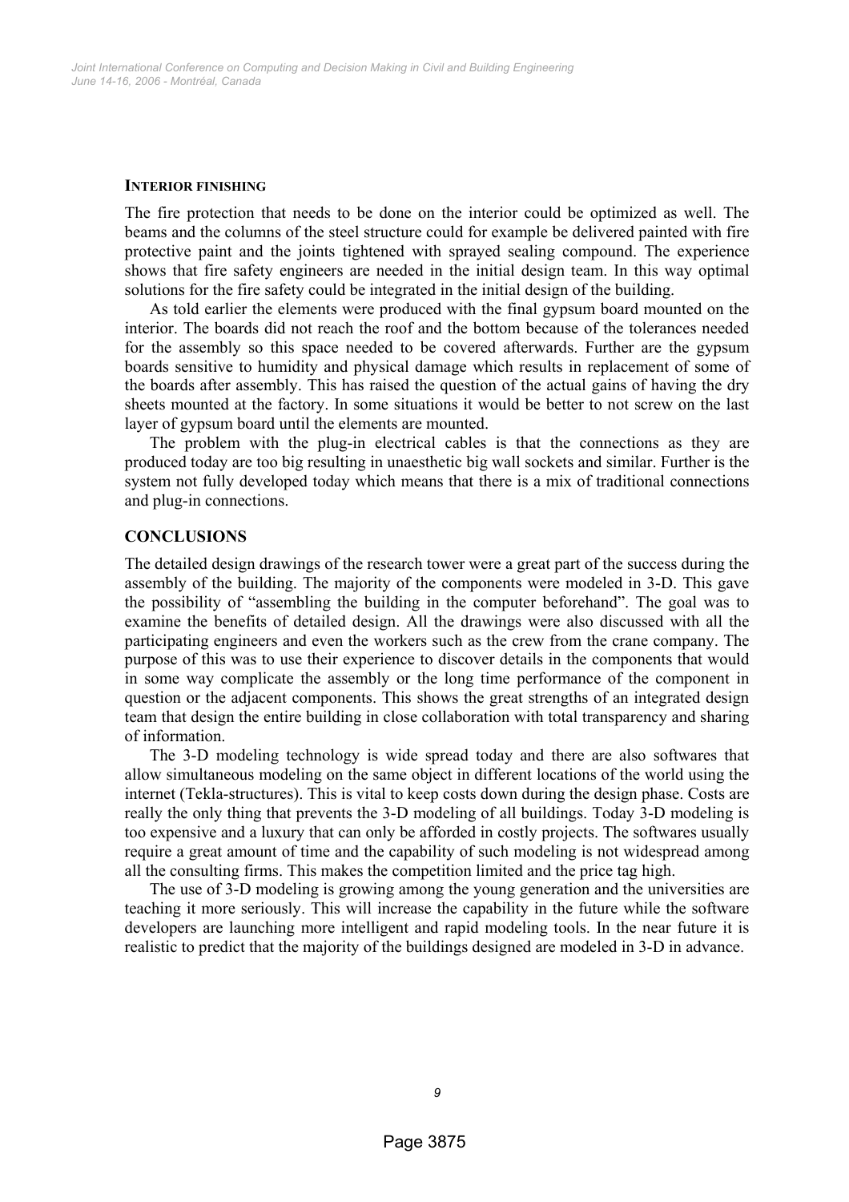#### INTERIOR FINISHING

The fire protection that needs to be done on the interior could be optimized as well. The beams and the columns of the steel structure could for example be delivered painted with fire protective paint and the joints tightened with sprayed sealing compound. The experience shows that fire safety engineers are needed in the initial design team. In this way optimal solutions for the fire safety could be integrated in the initial design of the building.

As told earlier the elements were produced with the final gypsum board mounted on the interior. The boards did not reach the roof and the bottom because of the tolerances needed for the assembly so this space needed to be covered afterwards. Further are the gypsum boards sensitive to humidity and physical damage which results in replacement of some of the boards after assembly. This has raised the question of the actual gains of having the dry sheets mounted at the factory. In some situations it would be better to not screw on the last layer of gypsum board until the elements are mounted.

The problem with the plug-in electrical cables is that the connections as they are produced today are too big resulting in unaesthetic big wall sockets and similar. Further is the system not fully developed today which means that there is a mix of traditional connections and plug-in connections.

## CONCLUSIONS

The detailed design drawings of the research tower were a great part of the success during the assembly of the building. The majority of the components were modeled in 3-D. This gave the possibility of "assembling the building in the computer beforehand". The goal was to examine the benefits of detailed design. All the drawings were also discussed with all the participating engineers and even the workers such as the crew from the crane company. The purpose of this was to use their experience to discover details in the components that would in some way complicate the assembly or the long time performance of the component in question or the adjacent components. This shows the great strengths of an integrated design team that design the entire building in close collaboration with total transparency and sharing of information.

The 3-D modeling technology is wide spread today and there are also softwares that allow simultaneous modeling on the same object in different locations of the world using the internet (Tekla-structures). This is vital to keep costs down during the design phase. Costs are really the only thing that prevents the 3-D modeling of all buildings. Today 3-D modeling is too expensive and a luxury that can only be afforded in costly projects. The softwares usually require a great amount of time and the capability of such modeling is not widespread among all the consulting firms. This makes the competition limited and the price tag high.

The use of 3-D modeling is growing among the young generation and the universities are teaching it more seriously. This will increase the capability in the future while the software developers are launching more intelligent and rapid modeling tools. In the near future it is realistic to predict that the majority of the buildings designed are modeled in 3-D in advance.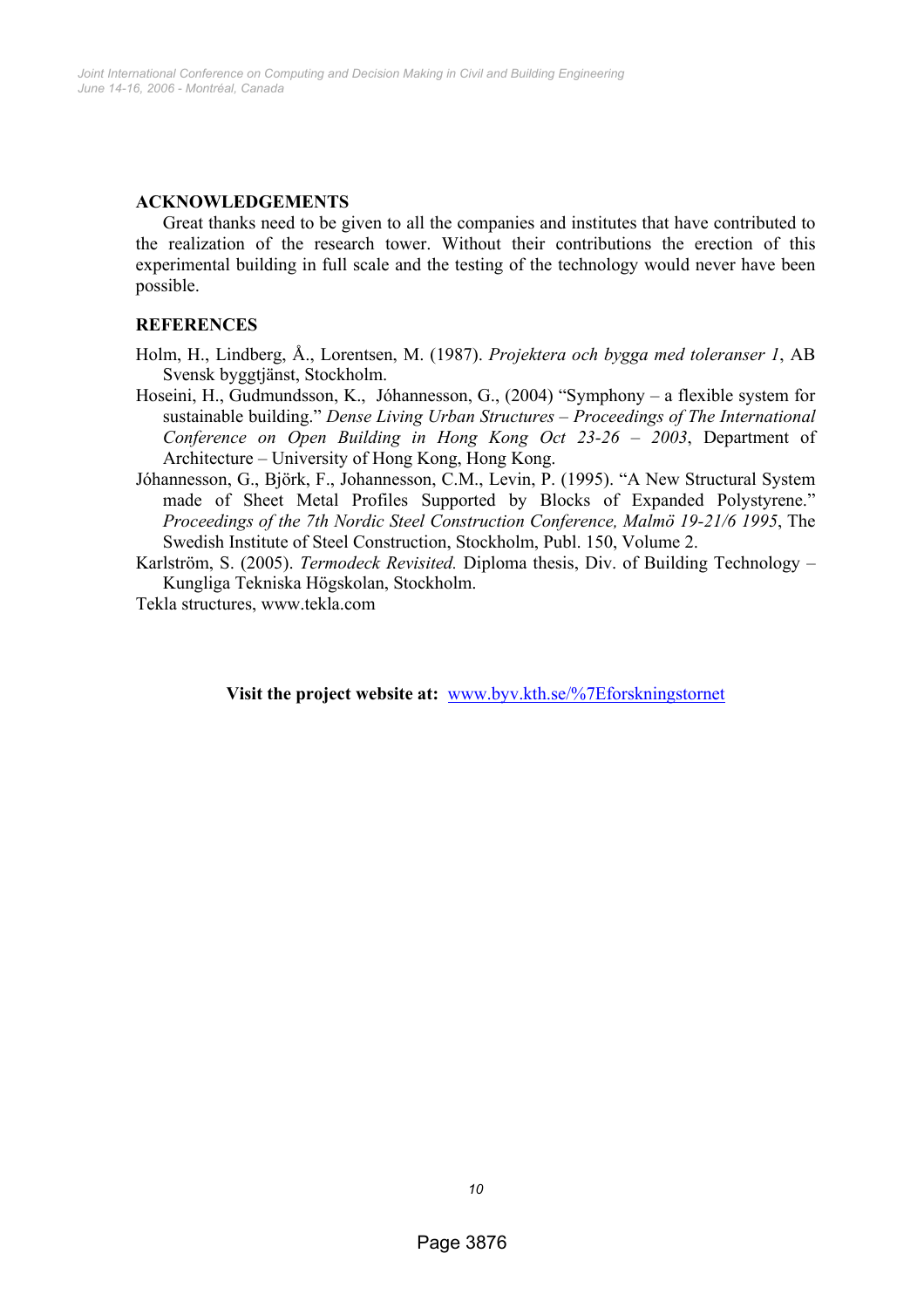## ACKNOWLEDGEMENTS

Great thanks need to be given to all the companies and institutes that have contributed to the realization of the research tower. Without their contributions the erection of this experimental building in full scale and the testing of the technology would never have been possible.

## REFERENCES

Holm, H., Lindberg, Å., Lorentsen, M. (1987). *Projektera och bygga med toleranser 1*, AB Svensk byggtjänst, Stockholm.

Hoseini, H., Gudmundsson, K., Jóhannesson, G., (2004) "Symphony – a flexible system for sustainable building." *Dense Living Urban Structures – Proceedings of The International Conference on Open Building in Hong Kong Oct 23-26 – 2003*, Department of Architecture – University of Hong Kong, Hong Kong.

Jóhannesson, G., Björk, F., Johannesson, C.M., Levin, P. (1995). "A New Structural System made of Sheet Metal Profiles Supported by Blocks of Expanded Polystyrene." *Proceedings of the 7th Nordic Steel Construction Conference, Malmö 19-21/6 1995*, The Swedish Institute of Steel Construction, Stockholm, Publ. 150, Volume 2.

Karlström, S. (2005). *Termodeck Revisited.* Diploma thesis, Div. of Building Technology – Kungliga Tekniska Högskolan, Stockholm.

Tekla structures, www.tekla.com

**Visit the project website at:** www.byv.kth.se/%7Eforskningstornet